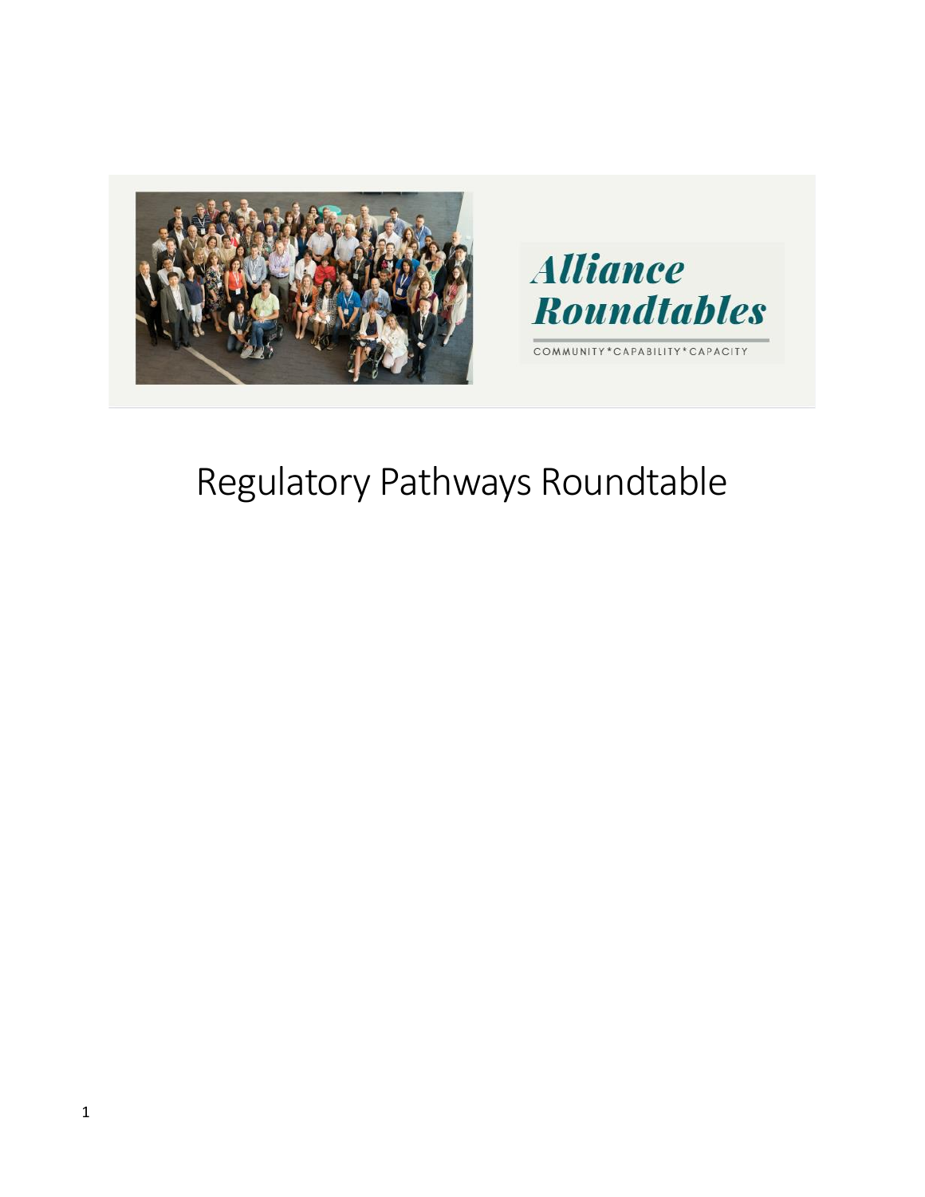Alliance Roundtables

COMMUNITY*CAPABILITY*CAPACITY

# Regulatory Pathways Roundtable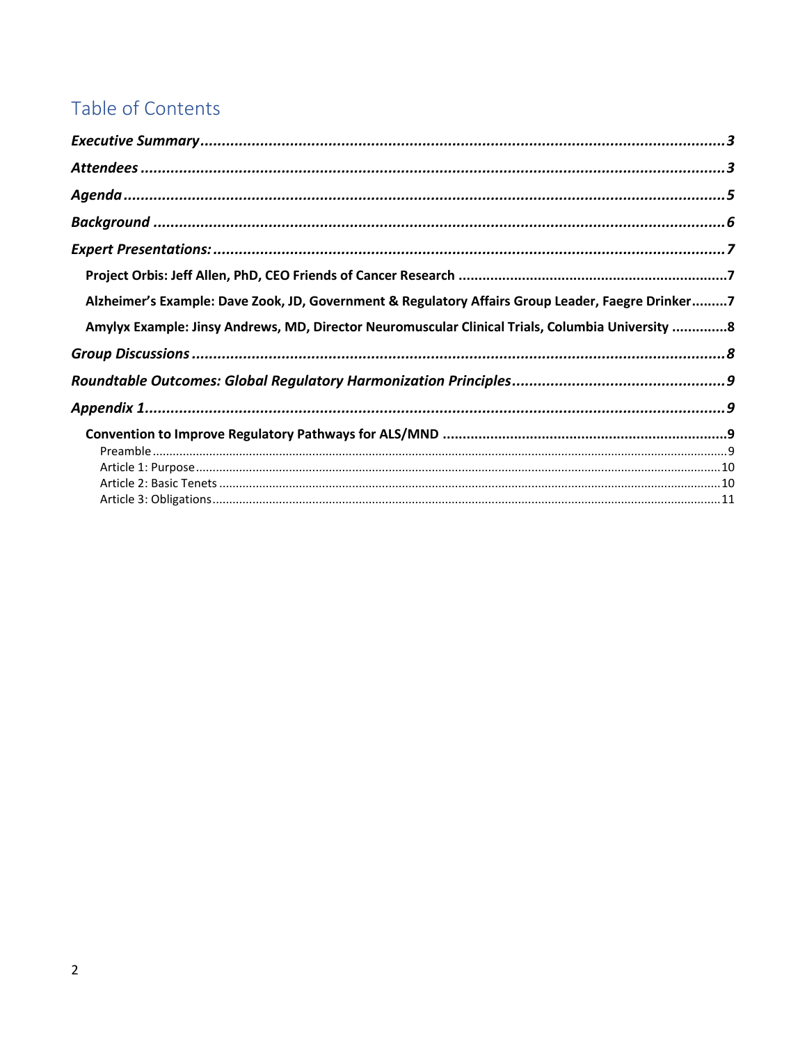# Table of Contents

*Executive Summary* ........................................................................................................ 3

*Attendees* ........................................................................................................................ 3

*Agenda* ............................................................................................................................ 5

*Background* ..................................................................................................................... 6

*Expert Presentations:* .................................................................................................... 7

**Project Orbis: Jeff Allen, PhD, CEO Friends of Cancer Research** .................................... 7

**Alzheimer's Example: Dave Zook, JD, Government & Regulatory Affairs Group Leader, Faegre Drinker** ......... 7

**Amylyx Example: Jinsy Andrews, MD, Director Neuromuscular Clinical Trials, Columbia University** ............. 8

*Group Discussions* .......................................................................................................... 8

*Roundtable Outcomes: Global Regulatory Harmonization Principles* .................................. 9

*Appendix 1* ...................................................................................................................... 9

**Convention to Improve Regulatory Pathways for ALS/MND** ............................................. 9

Preamble ........................................................................................................................... 9

Article 1: Purpose ............................................................................................................. 10

Article 2: Basic Tenets ..................................................................................................... 10

Article 3: Obligations ....................................................................................................... 11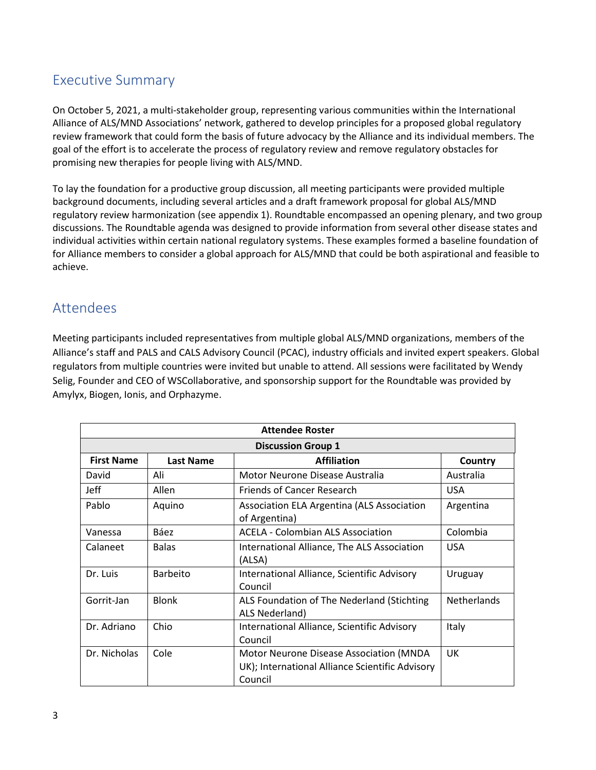## Executive Summary

On October 5, 2021, a multi-stakeholder group, representing various communities within the International Alliance of ALS/MND Associations' network, gathered to develop principles for a proposed global regulatory review framework that could form the basis of future advocacy by the Alliance and its individual members. The goal of the effort is to accelerate the process of regulatory review and remove regulatory obstacles for promising new therapies for people living with ALS/MND.

To lay the foundation for a productive group discussion, all meeting participants were provided multiple background documents, including several articles and a draft framework proposal for global ALS/MND regulatory review harmonization (see appendix 1). Roundtable encompassed an opening plenary, and two group discussions. The Roundtable agenda was designed to provide information from several other disease states and individual activities within certain national regulatory systems. These examples formed a baseline foundation of for Alliance members to consider a global approach for ALS/MND that could be both aspirational and feasible to achieve.

## Attendees

Meeting participants included representatives from multiple global ALS/MND organizations, members of the Alliance's staff and PALS and CALS Advisory Council (PCAC), industry officials and invited expert speakers. Global regulators from multiple countries were invited but unable to attend. All sessions were facilitated by Wendy Selig, Founder and CEO of WSCollaborative, and sponsorship support for the Roundtable was provided by Amylyx, Biogen, Ionis, and Orphazyme.

| **Attendee Roster** | | | |
|---|---|---|---|
| **Discussion Group 1** | | | |
| **First Name** | **Last Name** | **Affiliation** | **Country** |
| David | Ali | Motor Neurone Disease Australia | Australia |
| Jeff | Allen | Friends of Cancer Research | USA |
| Pablo | Aquino | Association ELA Argentina (ALS Association of Argentina) | Argentina |
| Vanessa | Báez | ACELA - Colombian ALS Association | Colombia |
| Calaneet | Balas | International Alliance, The ALS Association (ALSA) | USA |
| Dr. Luis | Barbeito | International Alliance, Scientific Advisory Council | Uruguay |
| Gorrit-Jan | Blonk | ALS Foundation of The Nederland (Stichting ALS Nederland) | Netherlands |
| Dr. Adriano | Chio | International Alliance, Scientific Advisory Council | Italy |
| Dr. Nicholas | Cole | Motor Neurone Disease Association (MNDA UK); International Alliance Scientific Advisory Council | UK |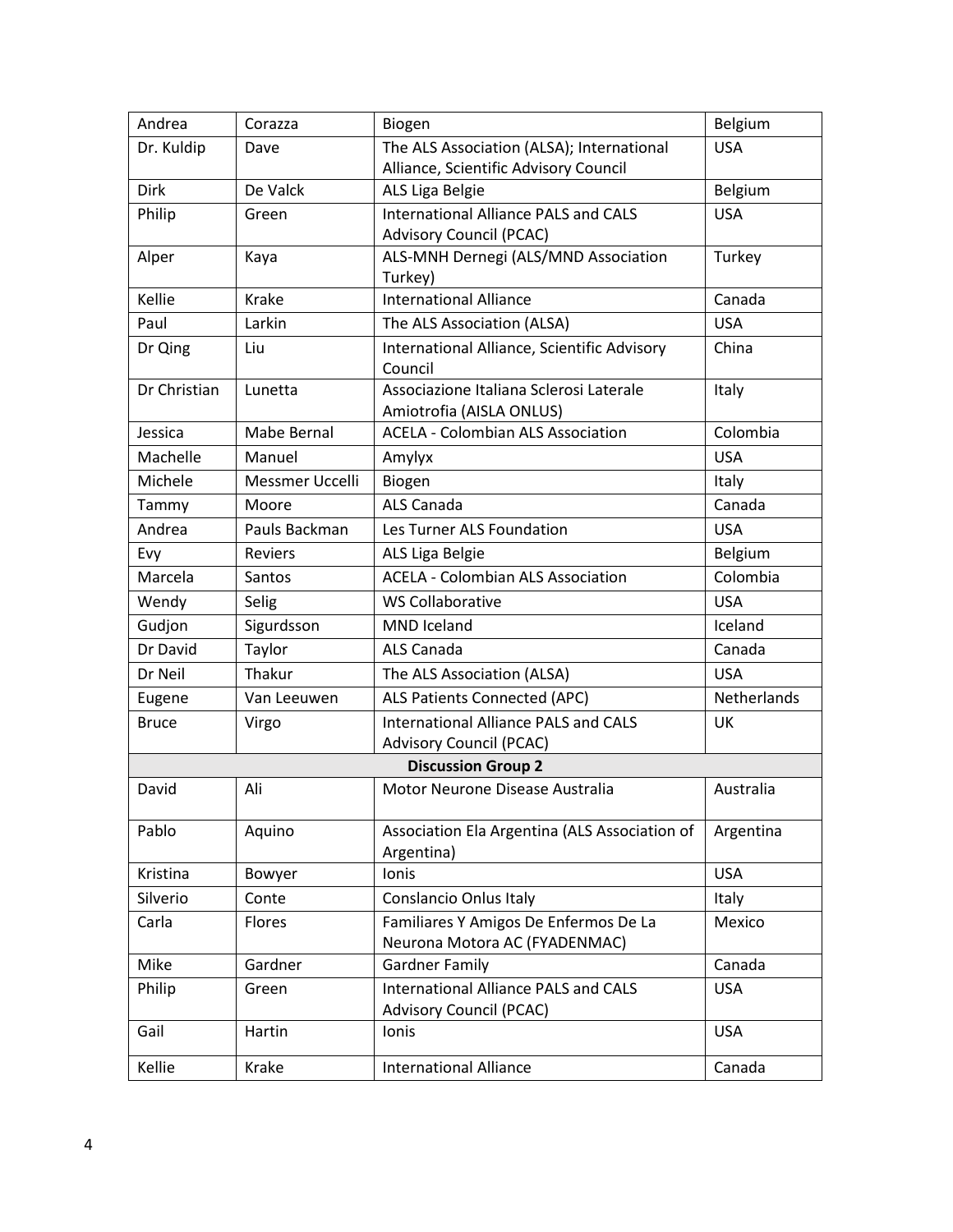| | | | |
|---|---|---|---|
| Andrea | Corazza | Biogen | Belgium |
| Dr. Kuldip | Dave | The ALS Association (ALSA); International Alliance, Scientific Advisory Council | USA |
| Dirk | De Valck | ALS Liga Belgie | Belgium |
| Philip | Green | International Alliance PALS and CALS Advisory Council (PCAC) | USA |
| Alper | Kaya | ALS-MNH Dernegi (ALS/MND Association Turkey) | Turkey |
| Kellie | Krake | International Alliance | Canada |
| Paul | Larkin | The ALS Association (ALSA) | USA |
| Dr Qing | Liu | International Alliance, Scientific Advisory Council | China |
| Dr Christian | Lunetta | Associazione Italiana Sclerosi Laterale Amiotrofia (AISLA ONLUS) | Italy |
| Jessica | Mabe Bernal | ACELA - Colombian ALS Association | Colombia |
| Machelle | Manuel | Amylyx | USA |
| Michele | Messmer Uccelli | Biogen | Italy |
| Tammy | Moore | ALS Canada | Canada |
| Andrea | Pauls Backman | Les Turner ALS Foundation | USA |
| Evy | Reviers | ALS Liga Belgie | Belgium |
| Marcela | Santos | ACELA - Colombian ALS Association | Colombia |
| Wendy | Selig | WS Collaborative | USA |
| Gudjon | Sigurdsson | MND Iceland | Iceland |
| Dr David | Taylor | ALS Canada | Canada |
| Dr Neil | Thakur | The ALS Association (ALSA) | USA |
| Eugene | Van Leeuwen | ALS Patients Connected (APC) | Netherlands |
| Bruce | Virgo | International Alliance PALS and CALS Advisory Council (PCAC) | UK |
| **Discussion Group 2** | | | |
| David | Ali | Motor Neurone Disease Australia | Australia |
| Pablo | Aquino | Association Ela Argentina (ALS Association of Argentina) | Argentina |
| Kristina | Bowyer | Ionis | USA |
| Silverio | Conte | Conslancio Onlus Italy | Italy |
| Carla | Flores | Familiares Y Amigos De Enfermos De La Neurona Motora AC (FYADENMAC) | Mexico |
| Mike | Gardner | Gardner Family | Canada |
| Philip | Green | International Alliance PALS and CALS Advisory Council (PCAC) | USA |
| Gail | Hartin | Ionis | USA |
| Kellie | Krake | International Alliance | Canada |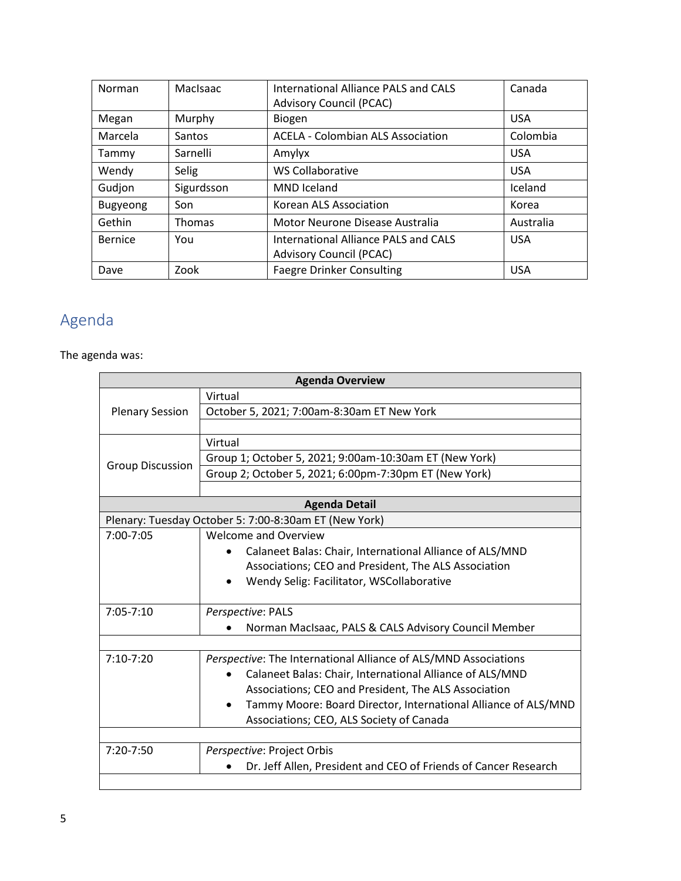| Norman | MacIsaac | International Alliance PALS and CALS Advisory Council (PCAC) | Canada |
|---|---|---|---|
| Megan | Murphy | Biogen | USA |
| Marcela | Santos | ACELA - Colombian ALS Association | Colombia |
| Tammy | Sarnelli | Amylyx | USA |
| Wendy | Selig | WS Collaborative | USA |
| Gudjon | Sigurdsson | MND Iceland | Iceland |
| Bugyeong | Son | Korean ALS Association | Korea |
| Gethin | Thomas | Motor Neurone Disease Australia | Australia |
| Bernice | You | International Alliance PALS and CALS Advisory Council (PCAC) | USA |
| Dave | Zook | Faegre Drinker Consulting | USA |

## Agenda

The agenda was:

| **Agenda Overview** | |
|---|---|
| Plenary Session | Virtual |
| | October 5, 2021; 7:00am-8:30am ET New York |
| | |
| Group Discussion | Virtual |
| | Group 1; October 5, 2021; 9:00am-10:30am ET (New York) |
| | Group 2; October 5, 2021; 6:00pm-7:30pm ET (New York) |
| | |
| **Agenda Detail** | |
| Plenary: Tuesday October 5: 7:00-8:30am ET (New York) | |
| 7:00-7:05 | Welcome and Overview<br>• Calaneet Balas: Chair, International Alliance of ALS/MND Associations; CEO and President, The ALS Association<br>• Wendy Selig: Facilitator, WSCollaborative |
| 7:05-7:10 | *Perspective*: PALS<br>• Norman MacIsaac, PALS & CALS Advisory Council Member |
| | |
| 7:10-7:20 | *Perspective*: The International Alliance of ALS/MND Associations<br>• Calaneet Balas: Chair, International Alliance of ALS/MND Associations; CEO and President, The ALS Association<br>• Tammy Moore: Board Director, International Alliance of ALS/MND Associations; CEO, ALS Society of Canada |
| | |
| 7:20-7:50 | *Perspective*: Project Orbis<br>• Dr. Jeff Allen, President and CEO of Friends of Cancer Research |
| | |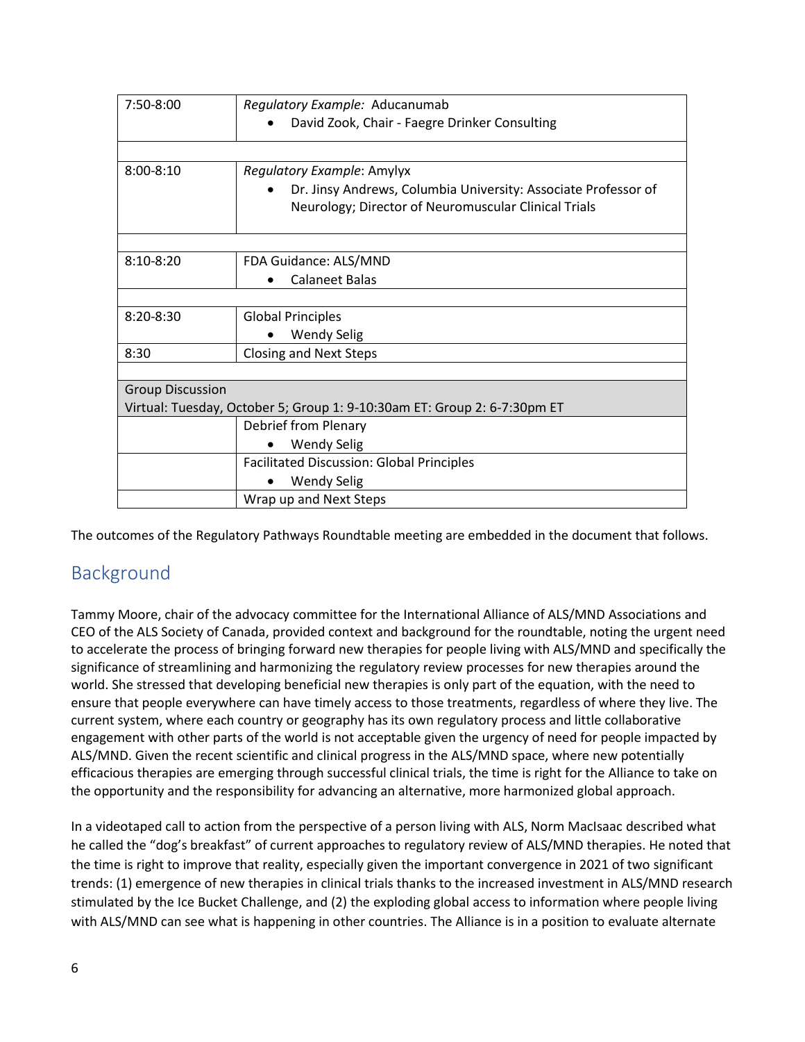| | |
|---|---|
| 7:50-8:00 | *Regulatory Example:* Aducanumab<br>• David Zook, Chair - Faegre Drinker Consulting |
| | |
| 8:00-8:10 | *Regulatory Example*: Amylyx<br>• Dr. Jinsy Andrews, Columbia University: Associate Professor of Neurology; Director of Neuromuscular Clinical Trials |
| | |
| 8:10-8:20 | FDA Guidance: ALS/MND<br>• Calaneet Balas |
| | |
| 8:20-8:30 | Global Principles<br>• Wendy Selig |
| 8:30 | Closing and Next Steps |
| | |
| Group Discussion<br>Virtual: Tuesday, October 5; Group 1: 9-10:30am ET: Group 2: 6-7:30pm ET | |
| | Debrief from Plenary<br>• Wendy Selig |
| | Facilitated Discussion: Global Principles<br>• Wendy Selig |
| | Wrap up and Next Steps |

The outcomes of the Regulatory Pathways Roundtable meeting are embedded in the document that follows.

## Background

Tammy Moore, chair of the advocacy committee for the International Alliance of ALS/MND Associations and CEO of the ALS Society of Canada, provided context and background for the roundtable, noting the urgent need to accelerate the process of bringing forward new therapies for people living with ALS/MND and specifically the significance of streamlining and harmonizing the regulatory review processes for new therapies around the world. She stressed that developing beneficial new therapies is only part of the equation, with the need to ensure that people everywhere can have timely access to those treatments, regardless of where they live. The current system, where each country or geography has its own regulatory process and little collaborative engagement with other parts of the world is not acceptable given the urgency of need for people impacted by ALS/MND. Given the recent scientific and clinical progress in the ALS/MND space, where new potentially efficacious therapies are emerging through successful clinical trials, the time is right for the Alliance to take on the opportunity and the responsibility for advancing an alternative, more harmonized global approach.

In a videotaped call to action from the perspective of a person living with ALS, Norm MacIsaac described what he called the "dog's breakfast" of current approaches to regulatory review of ALS/MND therapies. He noted that the time is right to improve that reality, especially given the important convergence in 2021 of two significant trends: (1) emergence of new therapies in clinical trials thanks to the increased investment in ALS/MND research stimulated by the Ice Bucket Challenge, and (2) the exploding global access to information where people living with ALS/MND can see what is happening in other countries. The Alliance is in a position to evaluate alternate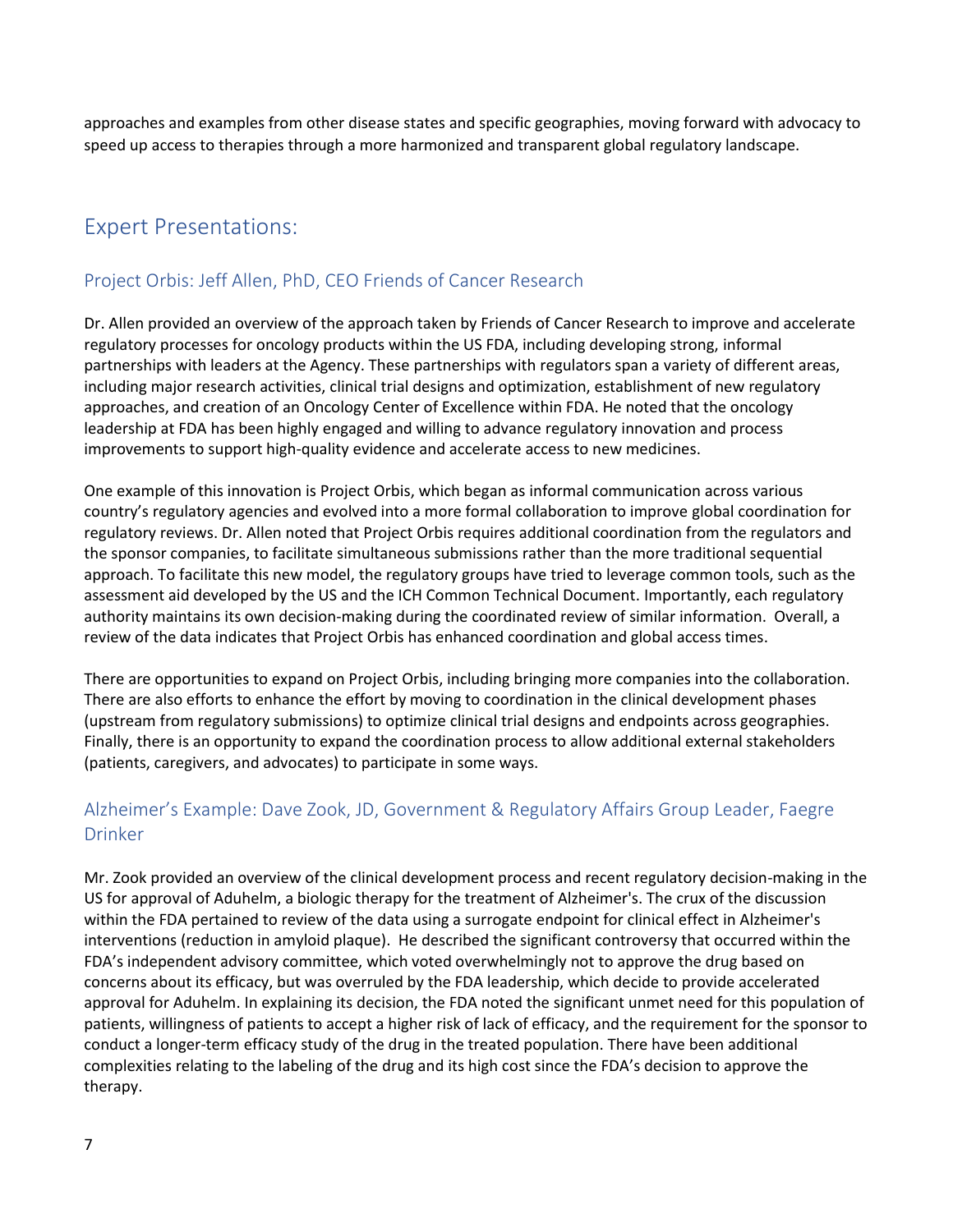approaches and examples from other disease states and specific geographies, moving forward with advocacy to speed up access to therapies through a more harmonized and transparent global regulatory landscape.

## Expert Presentations:

### Project Orbis: Jeff Allen, PhD, CEO Friends of Cancer Research

Dr. Allen provided an overview of the approach taken by Friends of Cancer Research to improve and accelerate regulatory processes for oncology products within the US FDA, including developing strong, informal partnerships with leaders at the Agency. These partnerships with regulators span a variety of different areas, including major research activities, clinical trial designs and optimization, establishment of new regulatory approaches, and creation of an Oncology Center of Excellence within FDA. He noted that the oncology leadership at FDA has been highly engaged and willing to advance regulatory innovation and process improvements to support high-quality evidence and accelerate access to new medicines.

One example of this innovation is Project Orbis, which began as informal communication across various country's regulatory agencies and evolved into a more formal collaboration to improve global coordination for regulatory reviews. Dr. Allen noted that Project Orbis requires additional coordination from the regulators and the sponsor companies, to facilitate simultaneous submissions rather than the more traditional sequential approach. To facilitate this new model, the regulatory groups have tried to leverage common tools, such as the assessment aid developed by the US and the ICH Common Technical Document. Importantly, each regulatory authority maintains its own decision-making during the coordinated review of similar information. Overall, a review of the data indicates that Project Orbis has enhanced coordination and global access times.

There are opportunities to expand on Project Orbis, including bringing more companies into the collaboration. There are also efforts to enhance the effort by moving to coordination in the clinical development phases (upstream from regulatory submissions) to optimize clinical trial designs and endpoints across geographies. Finally, there is an opportunity to expand the coordination process to allow additional external stakeholders (patients, caregivers, and advocates) to participate in some ways.

### Alzheimer's Example: Dave Zook, JD, Government & Regulatory Affairs Group Leader, Faegre Drinker

Mr. Zook provided an overview of the clinical development process and recent regulatory decision-making in the US for approval of Aduhelm, a biologic therapy for the treatment of Alzheimer's. The crux of the discussion within the FDA pertained to review of the data using a surrogate endpoint for clinical effect in Alzheimer's interventions (reduction in amyloid plaque). He described the significant controversy that occurred within the FDA's independent advisory committee, which voted overwhelmingly not to approve the drug based on concerns about its efficacy, but was overruled by the FDA leadership, which decide to provide accelerated approval for Aduhelm. In explaining its decision, the FDA noted the significant unmet need for this population of patients, willingness of patients to accept a higher risk of lack of efficacy, and the requirement for the sponsor to conduct a longer-term efficacy study of the drug in the treated population. There have been additional complexities relating to the labeling of the drug and its high cost since the FDA's decision to approve the therapy.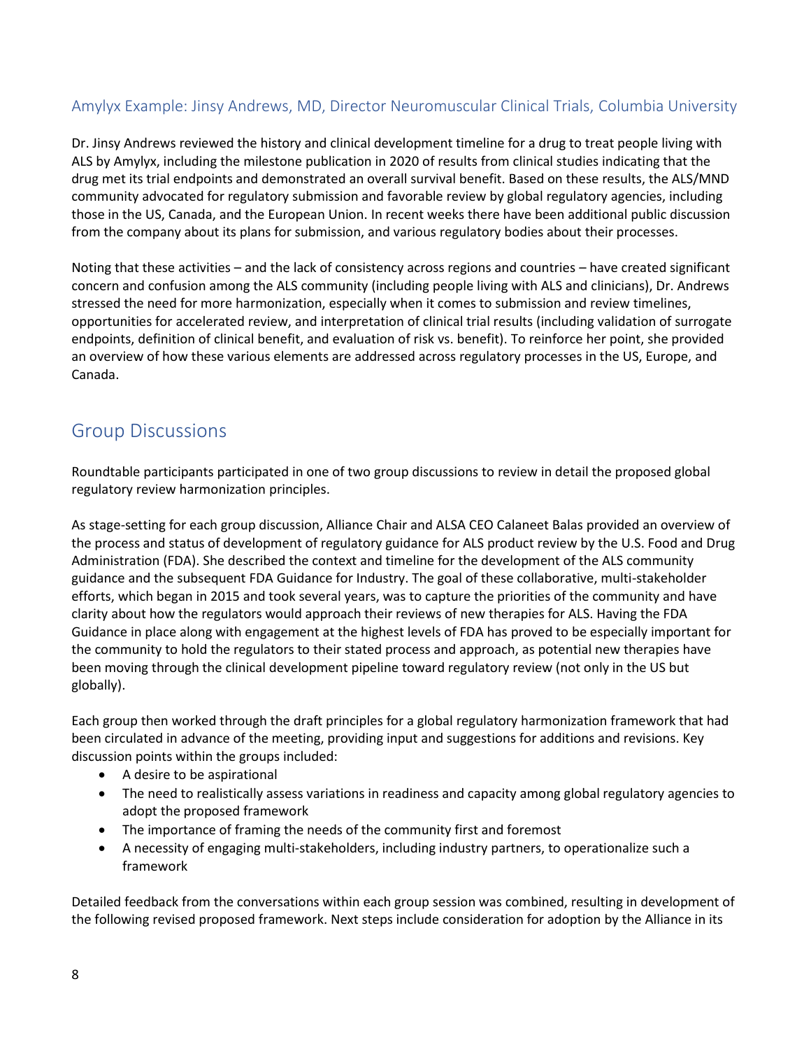### Amylyx Example: Jinsy Andrews, MD, Director Neuromuscular Clinical Trials, Columbia University

Dr. Jinsy Andrews reviewed the history and clinical development timeline for a drug to treat people living with ALS by Amylyx, including the milestone publication in 2020 of results from clinical studies indicating that the drug met its trial endpoints and demonstrated an overall survival benefit. Based on these results, the ALS/MND community advocated for regulatory submission and favorable review by global regulatory agencies, including those in the US, Canada, and the European Union. In recent weeks there have been additional public discussion from the company about its plans for submission, and various regulatory bodies about their processes.

Noting that these activities – and the lack of consistency across regions and countries – have created significant concern and confusion among the ALS community (including people living with ALS and clinicians), Dr. Andrews stressed the need for more harmonization, especially when it comes to submission and review timelines, opportunities for accelerated review, and interpretation of clinical trial results (including validation of surrogate endpoints, definition of clinical benefit, and evaluation of risk vs. benefit). To reinforce her point, she provided an overview of how these various elements are addressed across regulatory processes in the US, Europe, and Canada.

## Group Discussions

Roundtable participants participated in one of two group discussions to review in detail the proposed global regulatory review harmonization principles.

As stage-setting for each group discussion, Alliance Chair and ALSA CEO Calaneet Balas provided an overview of the process and status of development of regulatory guidance for ALS product review by the U.S. Food and Drug Administration (FDA). She described the context and timeline for the development of the ALS community guidance and the subsequent FDA Guidance for Industry. The goal of these collaborative, multi-stakeholder efforts, which began in 2015 and took several years, was to capture the priorities of the community and have clarity about how the regulators would approach their reviews of new therapies for ALS. Having the FDA Guidance in place along with engagement at the highest levels of FDA has proved to be especially important for the community to hold the regulators to their stated process and approach, as potential new therapies have been moving through the clinical development pipeline toward regulatory review (not only in the US but globally).

Each group then worked through the draft principles for a global regulatory harmonization framework that had been circulated in advance of the meeting, providing input and suggestions for additions and revisions. Key discussion points within the groups included:

- A desire to be aspirational
- The need to realistically assess variations in readiness and capacity among global regulatory agencies to adopt the proposed framework
- The importance of framing the needs of the community first and foremost
- A necessity of engaging multi-stakeholders, including industry partners, to operationalize such a framework

Detailed feedback from the conversations within each group session was combined, resulting in development of the following revised proposed framework. Next steps include consideration for adoption by the Alliance in its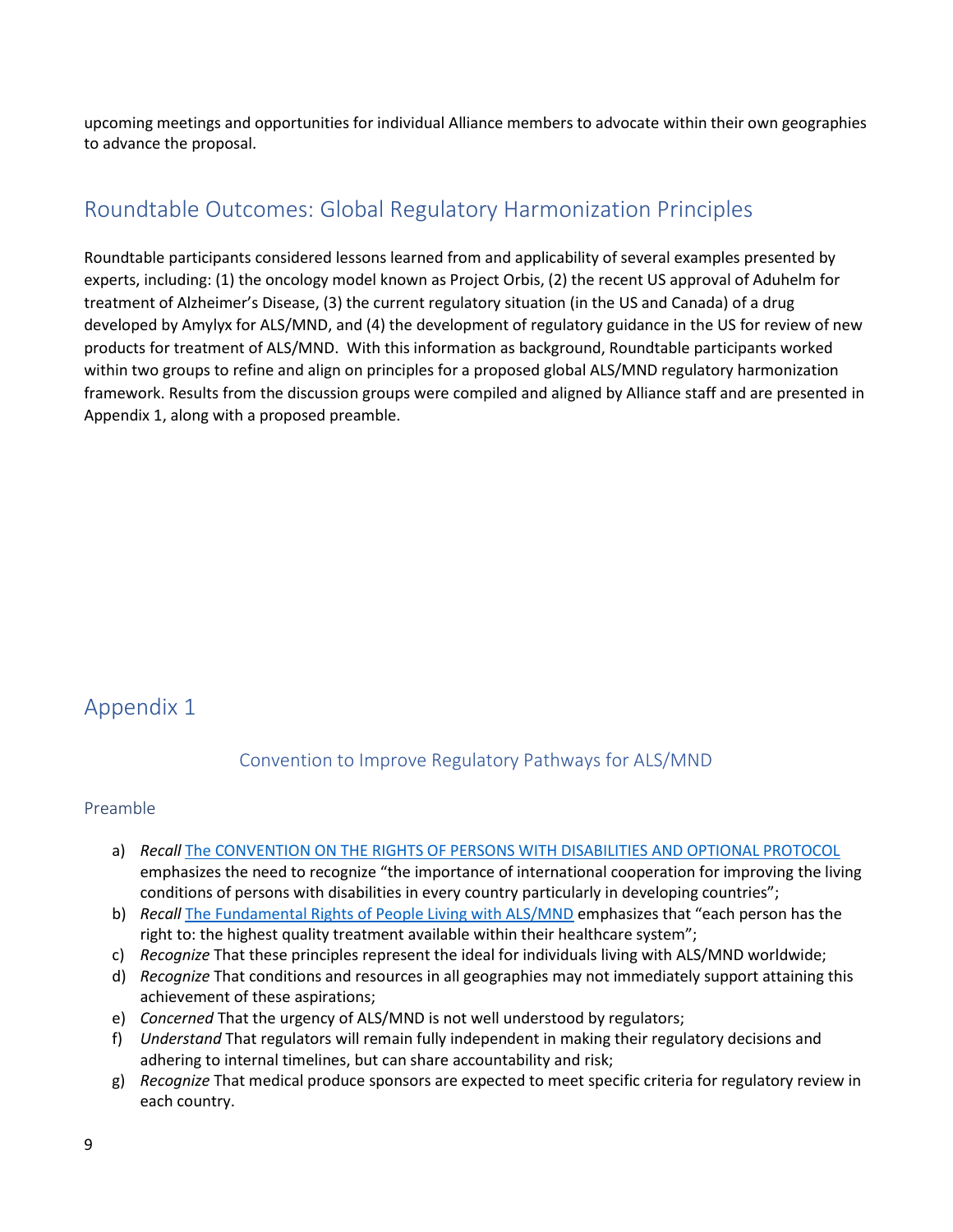upcoming meetings and opportunities for individual Alliance members to advocate within their own geographies to advance the proposal.

## Roundtable Outcomes: Global Regulatory Harmonization Principles

Roundtable participants considered lessons learned from and applicability of several examples presented by experts, including: (1) the oncology model known as Project Orbis, (2) the recent US approval of Aduhelm for treatment of Alzheimer's Disease, (3) the current regulatory situation (in the US and Canada) of a drug developed by Amylyx for ALS/MND, and (4) the development of regulatory guidance in the US for review of new products for treatment of ALS/MND. With this information as background, Roundtable participants worked within two groups to refine and align on principles for a proposed global ALS/MND regulatory harmonization framework. Results from the discussion groups were compiled and aligned by Alliance staff and are presented in Appendix 1, along with a proposed preamble.

## Appendix 1

### Convention to Improve Regulatory Pathways for ALS/MND

#### Preamble

a) *Recall* The CONVENTION ON THE RIGHTS OF PERSONS WITH DISABILITIES AND OPTIONAL PROTOCOL emphasizes the need to recognize "the importance of international cooperation for improving the living conditions of persons with disabilities in every country particularly in developing countries";
b) *Recall* The Fundamental Rights of People Living with ALS/MND emphasizes that "each person has the right to: the highest quality treatment available within their healthcare system";
c) *Recognize* That these principles represent the ideal for individuals living with ALS/MND worldwide;
d) *Recognize* That conditions and resources in all geographies may not immediately support attaining this achievement of these aspirations;
e) *Concerned* That the urgency of ALS/MND is not well understood by regulators;
f) *Understand* That regulators will remain fully independent in making their regulatory decisions and adhering to internal timelines, but can share accountability and risk;
g) *Recognize* That medical produce sponsors are expected to meet specific criteria for regulatory review in each country.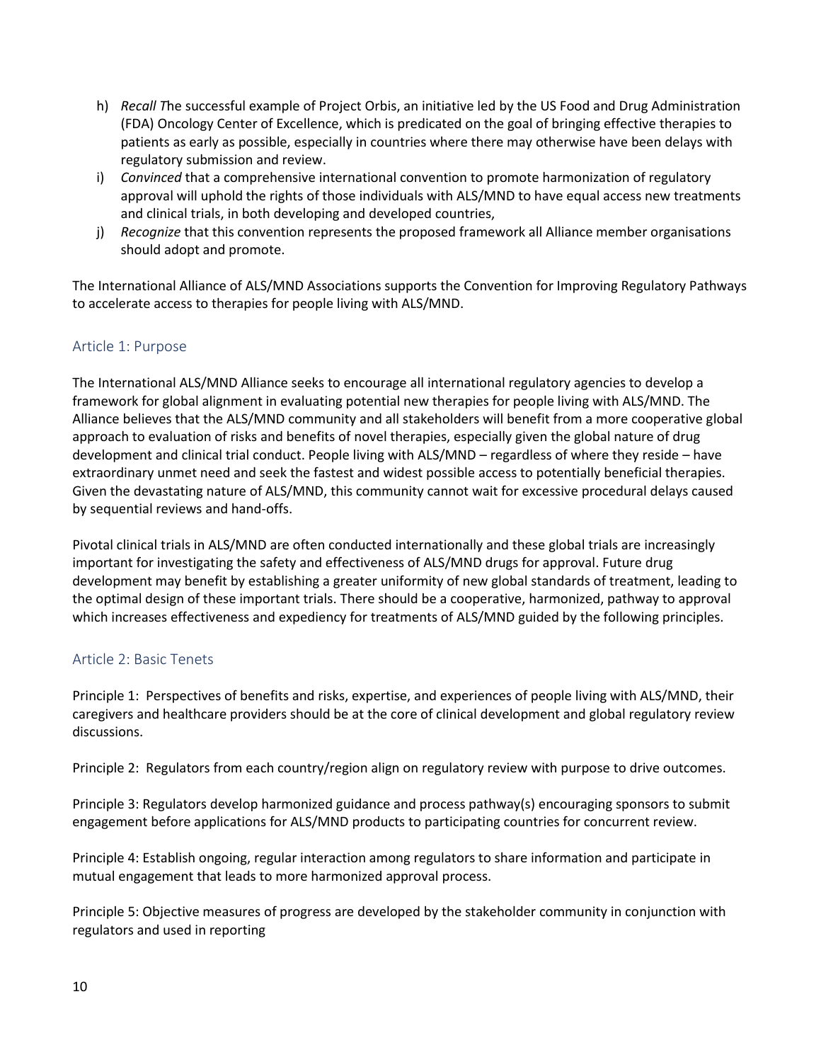h) *Recall T*he successful example of Project Orbis, an initiative led by the US Food and Drug Administration (FDA) Oncology Center of Excellence, which is predicated on the goal of bringing effective therapies to patients as early as possible, especially in countries where there may otherwise have been delays with regulatory submission and review.

i) *Convinced* that a comprehensive international convention to promote harmonization of regulatory approval will uphold the rights of those individuals with ALS/MND to have equal access new treatments and clinical trials, in both developing and developed countries,

j) *Recognize* that this convention represents the proposed framework all Alliance member organisations should adopt and promote.

The International Alliance of ALS/MND Associations supports the Convention for Improving Regulatory Pathways to accelerate access to therapies for people living with ALS/MND.

## Article 1: Purpose

The International ALS/MND Alliance seeks to encourage all international regulatory agencies to develop a framework for global alignment in evaluating potential new therapies for people living with ALS/MND. The Alliance believes that the ALS/MND community and all stakeholders will benefit from a more cooperative global approach to evaluation of risks and benefits of novel therapies, especially given the global nature of drug development and clinical trial conduct. People living with ALS/MND – regardless of where they reside – have extraordinary unmet need and seek the fastest and widest possible access to potentially beneficial therapies. Given the devastating nature of ALS/MND, this community cannot wait for excessive procedural delays caused by sequential reviews and hand-offs.

Pivotal clinical trials in ALS/MND are often conducted internationally and these global trials are increasingly important for investigating the safety and effectiveness of ALS/MND drugs for approval. Future drug development may benefit by establishing a greater uniformity of new global standards of treatment, leading to the optimal design of these important trials. There should be a cooperative, harmonized, pathway to approval which increases effectiveness and expediency for treatments of ALS/MND guided by the following principles.

## Article 2: Basic Tenets

Principle 1: Perspectives of benefits and risks, expertise, and experiences of people living with ALS/MND, their caregivers and healthcare providers should be at the core of clinical development and global regulatory review discussions.

Principle 2: Regulators from each country/region align on regulatory review with purpose to drive outcomes.

Principle 3: Regulators develop harmonized guidance and process pathway(s) encouraging sponsors to submit engagement before applications for ALS/MND products to participating countries for concurrent review.

Principle 4: Establish ongoing, regular interaction among regulators to share information and participate in mutual engagement that leads to more harmonized approval process.

Principle 5: Objective measures of progress are developed by the stakeholder community in conjunction with regulators and used in reporting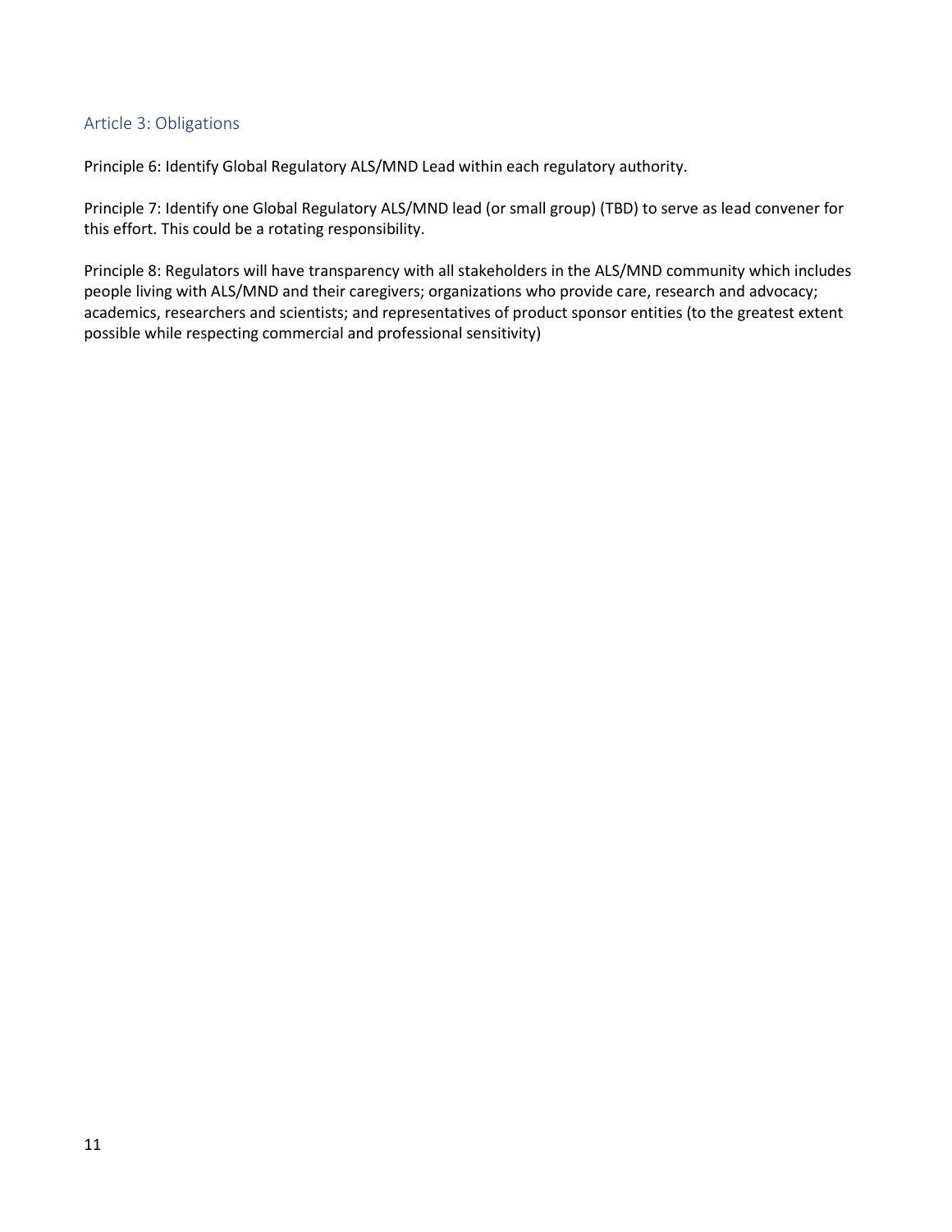## Article 3: Obligations

Principle 6: Identify Global Regulatory ALS/MND Lead within each regulatory authority.

Principle 7: Identify one Global Regulatory ALS/MND lead (or small group) (TBD) to serve as lead convener for this effort. This could be a rotating responsibility.

Principle 8: Regulators will have transparency with all stakeholders in the ALS/MND community which includes people living with ALS/MND and their caregivers; organizations who provide care, research and advocacy; academics, researchers and scientists; and representatives of product sponsor entities (to the greatest extent possible while respecting commercial and professional sensitivity)